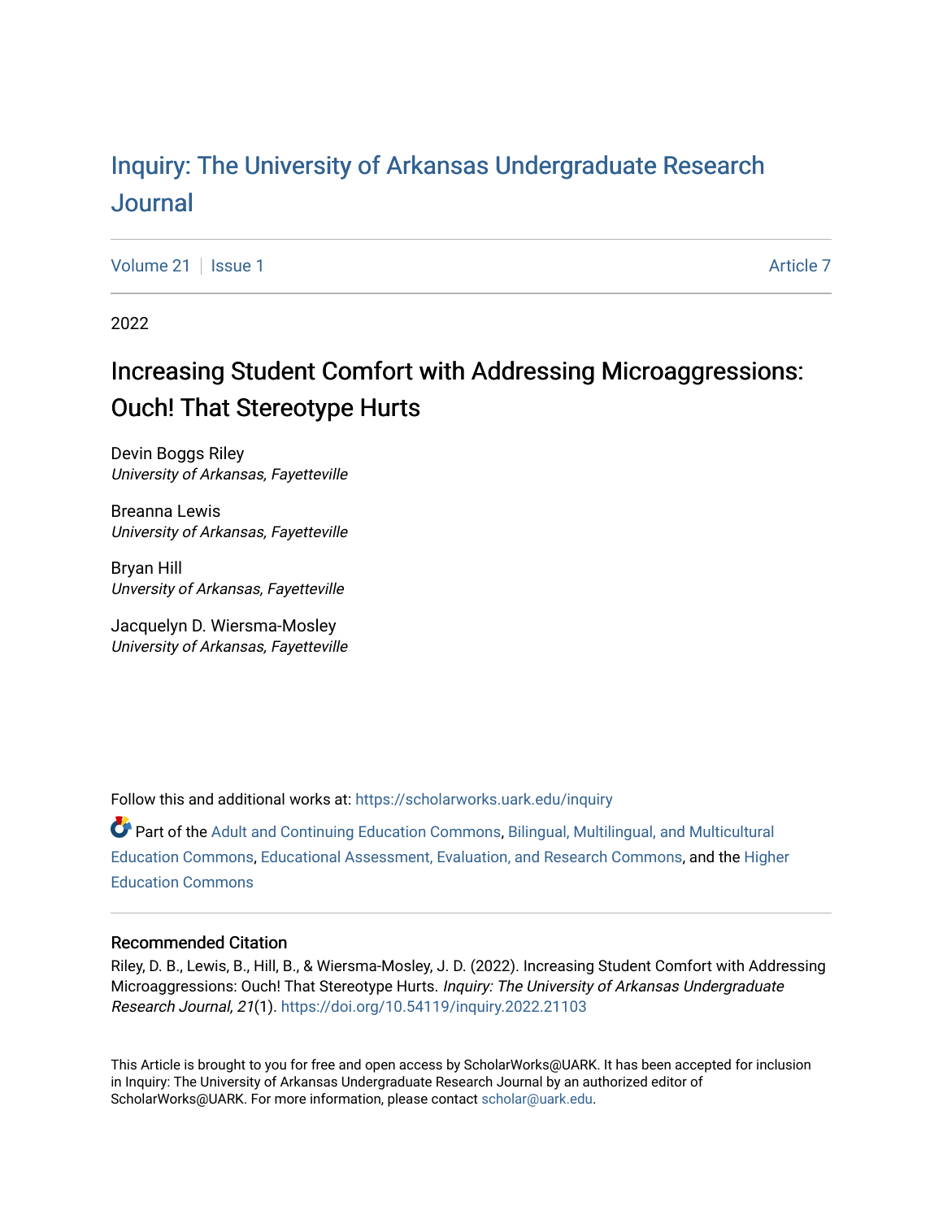# Inquiry: The University of Arkansas Undergraduate Research Journal

Volume 21 | Issue 1 | Article 7

2022

## Increasing Student Comfort with Addressing Microaggressions: Ouch! That Stereotype Hurts

Devin Boggs Riley
*University of Arkansas, Fayetteville*

Breanna Lewis
*University of Arkansas, Fayetteville*

Bryan Hill
*Unversity of Arkansas, Fayetteville*

Jacquelyn D. Wiersma-Mosley
*University of Arkansas, Fayetteville*

Follow this and additional works at: https://scholarworks.uark.edu/inquiry

Part of the Adult and Continuing Education Commons, Bilingual, Multilingual, and Multicultural Education Commons, Educational Assessment, Evaluation, and Research Commons, and the Higher Education Commons

### Recommended Citation

Riley, D. B., Lewis, B., Hill, B., & Wiersma-Mosley, J. D. (2022). Increasing Student Comfort with Addressing Microaggressions: Ouch! That Stereotype Hurts. *Inquiry: The University of Arkansas Undergraduate Research Journal, 21*(1). https://doi.org/10.54119/inquiry.2022.21103

This Article is brought to you for free and open access by ScholarWorks@UARK. It has been accepted for inclusion in Inquiry: The University of Arkansas Undergraduate Research Journal by an authorized editor of ScholarWorks@UARK. For more information, please contact scholar@uark.edu.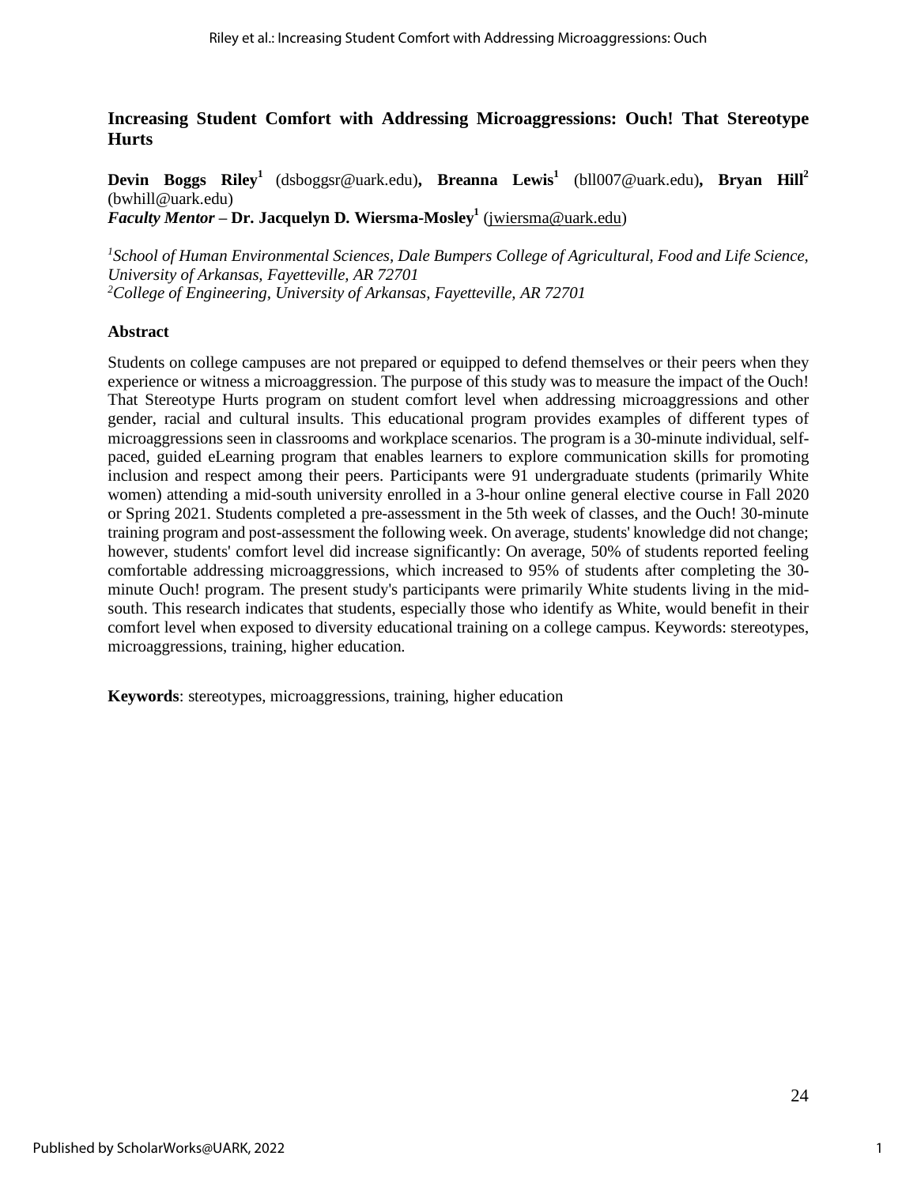# Increasing Student Comfort with Addressing Microaggressions: Ouch! That Stereotype Hurts

**Devin Boggs Riley**[1] (dsboggsr@uark.edu)**, Breanna Lewis**[1] (bll007@uark.edu)**, Bryan Hill**[2] (bwhill@uark.edu)
***Faculty Mentor* – Dr. Jacquelyn D. Wiersma-Mosley**[1] (jwiersma@uark.edu)

*[1]School of Human Environmental Sciences, Dale Bumpers College of Agricultural, Food and Life Science, University of Arkansas, Fayetteville, AR 72701*
*[2]College of Engineering, University of Arkansas, Fayetteville, AR 72701*

## Abstract

Students on college campuses are not prepared or equipped to defend themselves or their peers when they experience or witness a microaggression. The purpose of this study was to measure the impact of the Ouch! That Stereotype Hurts program on student comfort level when addressing microaggressions and other gender, racial and cultural insults. This educational program provides examples of different types of microaggressions seen in classrooms and workplace scenarios. The program is a 30-minute individual, self-paced, guided eLearning program that enables learners to explore communication skills for promoting inclusion and respect among their peers. Participants were 91 undergraduate students (primarily White women) attending a mid-south university enrolled in a 3-hour online general elective course in Fall 2020 or Spring 2021. Students completed a pre-assessment in the 5th week of classes, and the Ouch! 30-minute training program and post-assessment the following week. On average, students' knowledge did not change; however, students' comfort level did increase significantly: On average, 50% of students reported feeling comfortable addressing microaggressions, which increased to 95% of students after completing the 30-minute Ouch! program. The present study's participants were primarily White students living in the mid-south. This research indicates that students, especially those who identify as White, would benefit in their comfort level when exposed to diversity educational training on a college campus. Keywords: stereotypes, microaggressions, training, higher education.

**Keywords**: stereotypes, microaggressions, training, higher education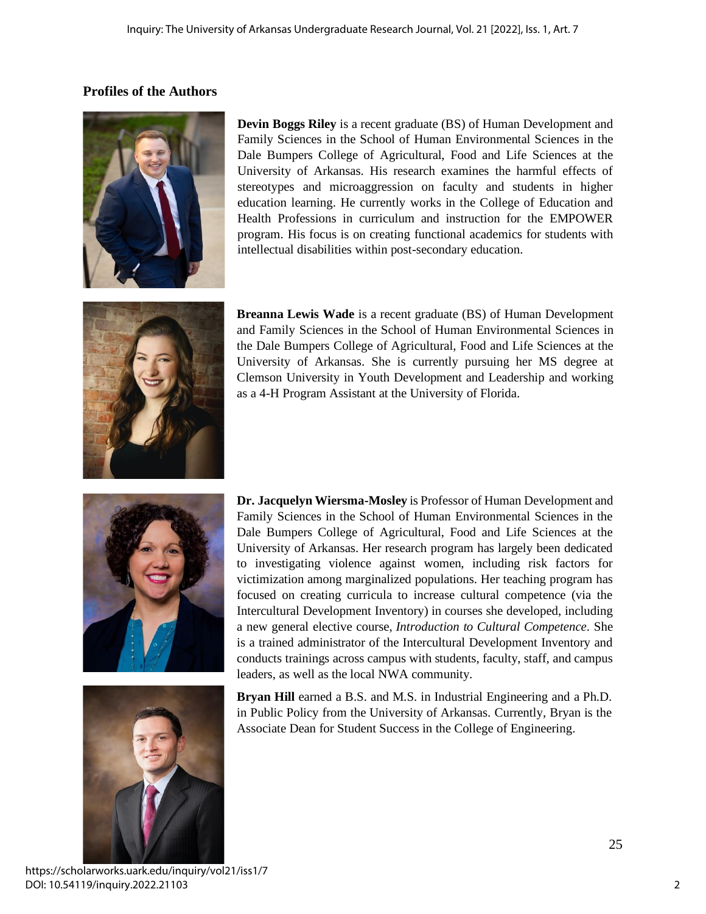## Profiles of the Authors

**Devin Boggs Riley** is a recent graduate (BS) of Human Development and Family Sciences in the School of Human Environmental Sciences in the Dale Bumpers College of Agricultural, Food and Life Sciences at the University of Arkansas. His research examines the harmful effects of stereotypes and microaggression on faculty and students in higher education learning. He currently works in the College of Education and Health Professions in curriculum and instruction for the EMPOWER program. His focus is on creating functional academics for students with intellectual disabilities within post-secondary education.

**Breanna Lewis Wade** is a recent graduate (BS) of Human Development and Family Sciences in the School of Human Environmental Sciences in the Dale Bumpers College of Agricultural, Food and Life Sciences at the University of Arkansas. She is currently pursuing her MS degree at Clemson University in Youth Development and Leadership and working as a 4-H Program Assistant at the University of Florida.

**Dr. Jacquelyn Wiersma-Mosley** is Professor of Human Development and Family Sciences in the School of Human Environmental Sciences in the Dale Bumpers College of Agricultural, Food and Life Sciences at the University of Arkansas. Her research program has largely been dedicated to investigating violence against women, including risk factors for victimization among marginalized populations. Her teaching program has focused on creating curricula to increase cultural competence (via the Intercultural Development Inventory) in courses she developed, including a new general elective course, *Introduction to Cultural Competence*. She is a trained administrator of the Intercultural Development Inventory and conducts trainings across campus with students, faculty, staff, and campus leaders, as well as the local NWA community.

**Bryan Hill** earned a B.S. and M.S. in Industrial Engineering and a Ph.D. in Public Policy from the University of Arkansas. Currently, Bryan is the Associate Dean for Student Success in the College of Engineering.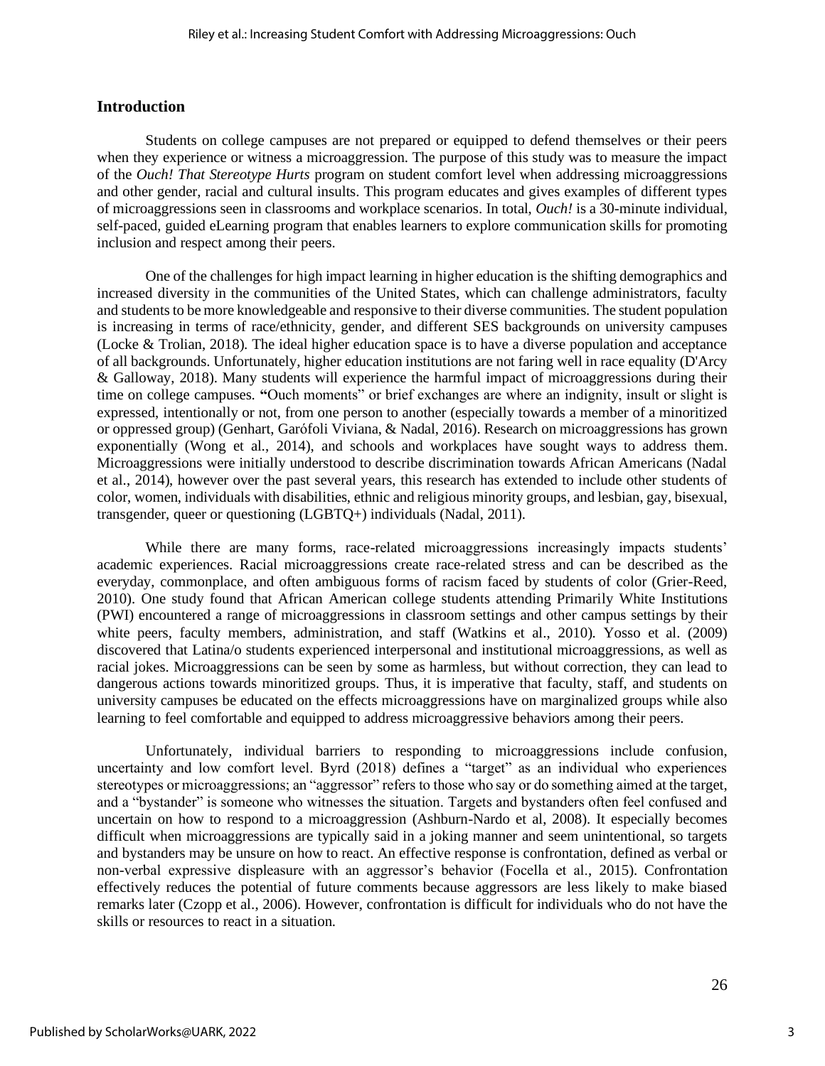## Introduction

Students on college campuses are not prepared or equipped to defend themselves or their peers when they experience or witness a microaggression. The purpose of this study was to measure the impact of the *Ouch! That Stereotype Hurts* program on student comfort level when addressing microaggressions and other gender, racial and cultural insults. This program educates and gives examples of different types of microaggressions seen in classrooms and workplace scenarios. In total, *Ouch!* is a 30-minute individual, self-paced, guided eLearning program that enables learners to explore communication skills for promoting inclusion and respect among their peers.

One of the challenges for high impact learning in higher education is the shifting demographics and increased diversity in the communities of the United States, which can challenge administrators, faculty and students to be more knowledgeable and responsive to their diverse communities. The student population is increasing in terms of race/ethnicity, gender, and different SES backgrounds on university campuses (Locke & Trolian, 2018). The ideal higher education space is to have a diverse population and acceptance of all backgrounds. Unfortunately, higher education institutions are not faring well in race equality (D'Arcy & Galloway, 2018). Many students will experience the harmful impact of microaggressions during their time on college campuses. **"**Ouch moments" or brief exchanges are where an indignity, insult or slight is expressed, intentionally or not, from one person to another (especially towards a member of a minoritized or oppressed group) (Genhart, Garófoli Viviana, & Nadal, 2016). Research on microaggressions has grown exponentially (Wong et al., 2014), and schools and workplaces have sought ways to address them. Microaggressions were initially understood to describe discrimination towards African Americans (Nadal et al., 2014), however over the past several years, this research has extended to include other students of color, women, individuals with disabilities, ethnic and religious minority groups, and lesbian, gay, bisexual, transgender, queer or questioning (LGBTQ+) individuals (Nadal, 2011).

While there are many forms, race-related microaggressions increasingly impacts students' academic experiences. Racial microaggressions create race-related stress and can be described as the everyday, commonplace, and often ambiguous forms of racism faced by students of color (Grier-Reed, 2010). One study found that African American college students attending Primarily White Institutions (PWI) encountered a range of microaggressions in classroom settings and other campus settings by their white peers, faculty members, administration, and staff (Watkins et al., 2010). Yosso et al. (2009) discovered that Latina/o students experienced interpersonal and institutional microaggressions, as well as racial jokes. Microaggressions can be seen by some as harmless, but without correction, they can lead to dangerous actions towards minoritized groups. Thus, it is imperative that faculty, staff, and students on university campuses be educated on the effects microaggressions have on marginalized groups while also learning to feel comfortable and equipped to address microaggressive behaviors among their peers.

Unfortunately, individual barriers to responding to microaggressions include confusion, uncertainty and low comfort level. Byrd (2018) defines a "target" as an individual who experiences stereotypes or microaggressions; an "aggressor" refers to those who say or do something aimed at the target, and a "bystander" is someone who witnesses the situation. Targets and bystanders often feel confused and uncertain on how to respond to a microaggression (Ashburn-Nardo et al, 2008). It especially becomes difficult when microaggressions are typically said in a joking manner and seem unintentional, so targets and bystanders may be unsure on how to react. An effective response is confrontation, defined as verbal or non-verbal expressive displeasure with an aggressor's behavior (Focella et al., 2015). Confrontation effectively reduces the potential of future comments because aggressors are less likely to make biased remarks later (Czopp et al., 2006). However, confrontation is difficult for individuals who do not have the skills or resources to react in a situation.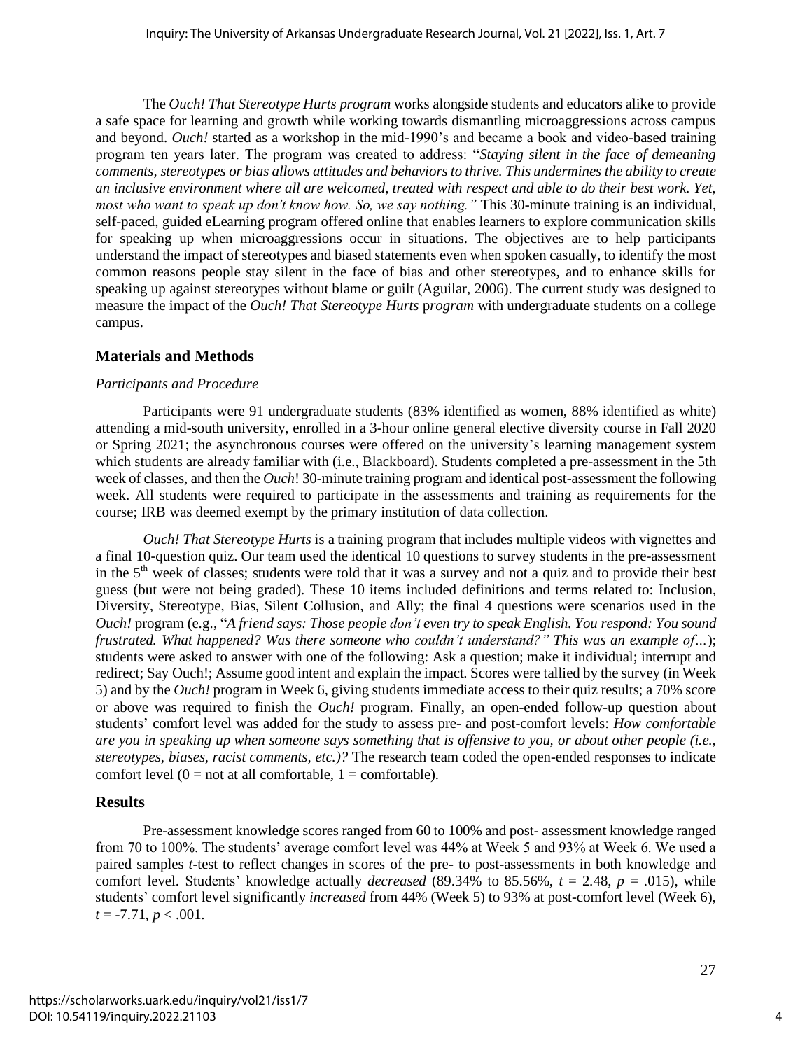The *Ouch! That Stereotype Hurts program* works alongside students and educators alike to provide a safe space for learning and growth while working towards dismantling microaggressions across campus and beyond. *Ouch!* started as a workshop in the mid-1990's and became a book and video-based training program ten years later. The program was created to address: "*Staying silent in the face of demeaning comments, stereotypes or bias allows attitudes and behaviors to thrive. This undermines the ability to create an inclusive environment where all are welcomed, treated with respect and able to do their best work. Yet, most who want to speak up don't know how. So, we say nothing."* This 30-minute training is an individual, self-paced, guided eLearning program offered online that enables learners to explore communication skills for speaking up when microaggressions occur in situations. The objectives are to help participants understand the impact of stereotypes and biased statements even when spoken casually, to identify the most common reasons people stay silent in the face of bias and other stereotypes, and to enhance skills for speaking up against stereotypes without blame or guilt (Aguilar, 2006). The current study was designed to measure the impact of the *Ouch! That Stereotype Hurts* p*rogram* with undergraduate students on a college campus.

## Materials and Methods

### *Participants and Procedure*

Participants were 91 undergraduate students (83% identified as women, 88% identified as white) attending a mid-south university, enrolled in a 3-hour online general elective diversity course in Fall 2020 or Spring 2021; the asynchronous courses were offered on the university's learning management system which students are already familiar with (i.e., Blackboard). Students completed a pre-assessment in the 5th week of classes, and then the *Ouch*! 30-minute training program and identical post-assessment the following week. All students were required to participate in the assessments and training as requirements for the course; IRB was deemed exempt by the primary institution of data collection.

*Ouch! That Stereotype Hurts* is a training program that includes multiple videos with vignettes and a final 10-question quiz. Our team used the identical 10 questions to survey students in the pre-assessment in the 5th week of classes; students were told that it was a survey and not a quiz and to provide their best guess (but were not being graded). These 10 items included definitions and terms related to: Inclusion, Diversity, Stereotype, Bias, Silent Collusion, and Ally; the final 4 questions were scenarios used in the *Ouch!* program (e.g., "*A friend says: Those people don't even try to speak English. You respond: You sound frustrated. What happened? Was there someone who couldn't understand?" This was an example of…*); students were asked to answer with one of the following: Ask a question; make it individual; interrupt and redirect; Say Ouch!; Assume good intent and explain the impact. Scores were tallied by the survey (in Week 5) and by the *Ouch!* program in Week 6, giving students immediate access to their quiz results; a 70% score or above was required to finish the *Ouch!* program. Finally, an open-ended follow-up question about students' comfort level was added for the study to assess pre- and post-comfort levels: *How comfortable are you in speaking up when someone says something that is offensive to you, or about other people (i.e., stereotypes, biases, racist comments, etc.)?* The research team coded the open-ended responses to indicate comfort level (0 = not at all comfortable, 1 = comfortable).

## Results

Pre-assessment knowledge scores ranged from 60 to 100% and post- assessment knowledge ranged from 70 to 100%. The students' average comfort level was 44% at Week 5 and 93% at Week 6. We used a paired samples *t*-test to reflect changes in scores of the pre- to post-assessments in both knowledge and comfort level. Students' knowledge actually *decreased* (89.34% to 85.56%, $t = 2.48$, $p = .015$), while students' comfort level significantly *increased* from 44% (Week 5) to 93% at post-comfort level (Week 6), $t = -7.71$, $p < .001$.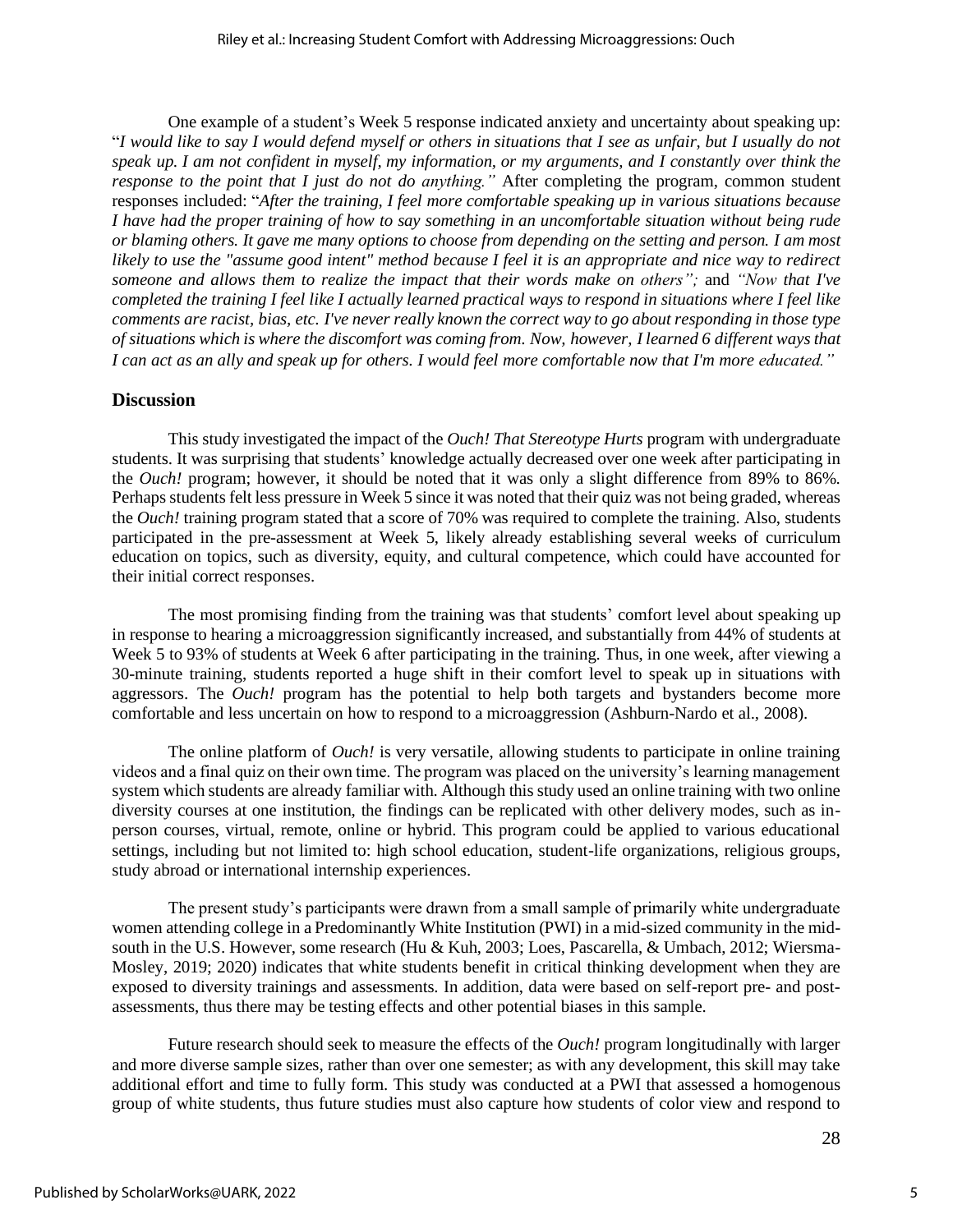One example of a student's Week 5 response indicated anxiety and uncertainty about speaking up: "*I would like to say I would defend myself or others in situations that I see as unfair, but I usually do not speak up. I am not confident in myself, my information, or my arguments, and I constantly over think the response to the point that I just do not do anything."* After completing the program, common student responses included: "*After the training, I feel more comfortable speaking up in various situations because I have had the proper training of how to say something in an uncomfortable situation without being rude or blaming others. It gave me many options to choose from depending on the setting and person. I am most likely to use the "assume good intent" method because I feel it is an appropriate and nice way to redirect someone and allows them to realize the impact that their words make on others";* and *"Now that I've completed the training I feel like I actually learned practical ways to respond in situations where I feel like comments are racist, bias, etc. I've never really known the correct way to go about responding in those type of situations which is where the discomfort was coming from. Now, however, I learned 6 different ways that I can act as an ally and speak up for others. I would feel more comfortable now that I'm more educated."*

## Discussion

This study investigated the impact of the *Ouch! That Stereotype Hurts* program with undergraduate students. It was surprising that students' knowledge actually decreased over one week after participating in the *Ouch!* program; however, it should be noted that it was only a slight difference from 89% to 86%. Perhaps students felt less pressure in Week 5 since it was noted that their quiz was not being graded, whereas the *Ouch!* training program stated that a score of 70% was required to complete the training. Also, students participated in the pre-assessment at Week 5, likely already establishing several weeks of curriculum education on topics, such as diversity, equity, and cultural competence, which could have accounted for their initial correct responses.

The most promising finding from the training was that students' comfort level about speaking up in response to hearing a microaggression significantly increased, and substantially from 44% of students at Week 5 to 93% of students at Week 6 after participating in the training. Thus, in one week, after viewing a 30-minute training, students reported a huge shift in their comfort level to speak up in situations with aggressors. The *Ouch!* program has the potential to help both targets and bystanders become more comfortable and less uncertain on how to respond to a microaggression (Ashburn-Nardo et al., 2008).

The online platform of *Ouch!* is very versatile, allowing students to participate in online training videos and a final quiz on their own time. The program was placed on the university's learning management system which students are already familiar with. Although this study used an online training with two online diversity courses at one institution, the findings can be replicated with other delivery modes, such as in-person courses, virtual, remote, online or hybrid. This program could be applied to various educational settings, including but not limited to: high school education, student-life organizations, religious groups, study abroad or international internship experiences.

The present study's participants were drawn from a small sample of primarily white undergraduate women attending college in a Predominantly White Institution (PWI) in a mid-sized community in the mid-south in the U.S. However, some research (Hu & Kuh, 2003; Loes, Pascarella, & Umbach, 2012; Wiersma-Mosley, 2019; 2020) indicates that white students benefit in critical thinking development when they are exposed to diversity trainings and assessments. In addition, data were based on self-report pre- and post-assessments, thus there may be testing effects and other potential biases in this sample.

Future research should seek to measure the effects of the *Ouch!* program longitudinally with larger and more diverse sample sizes, rather than over one semester; as with any development, this skill may take additional effort and time to fully form. This study was conducted at a PWI that assessed a homogenous group of white students, thus future studies must also capture how students of color view and respond to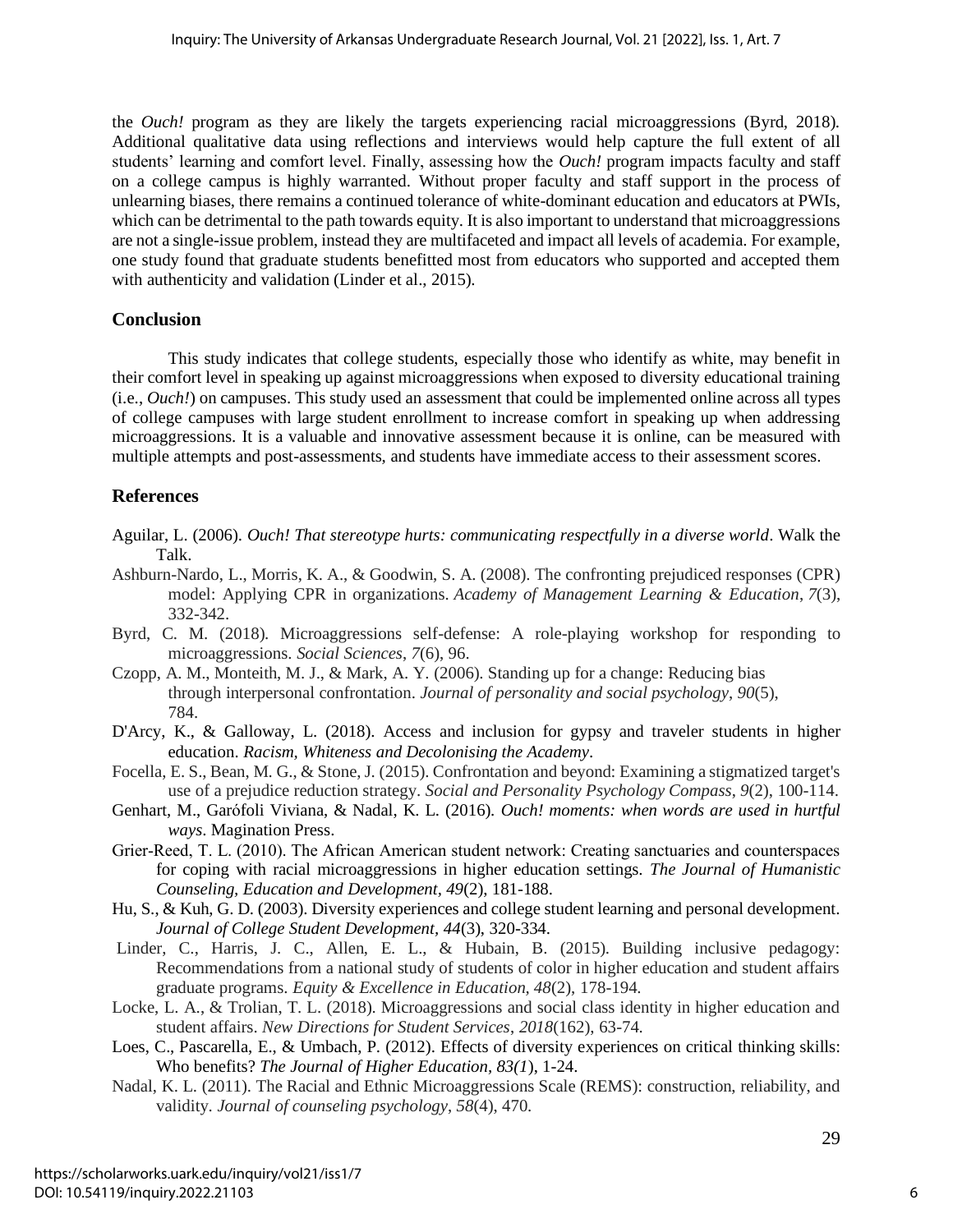the *Ouch!* program as they are likely the targets experiencing racial microaggressions (Byrd, 2018). Additional qualitative data using reflections and interviews would help capture the full extent of all students' learning and comfort level. Finally, assessing how the *Ouch!* program impacts faculty and staff on a college campus is highly warranted. Without proper faculty and staff support in the process of unlearning biases, there remains a continued tolerance of white-dominant education and educators at PWIs, which can be detrimental to the path towards equity. It is also important to understand that microaggressions are not a single-issue problem, instead they are multifaceted and impact all levels of academia. For example, one study found that graduate students benefitted most from educators who supported and accepted them with authenticity and validation (Linder et al., 2015).

## Conclusion

This study indicates that college students, especially those who identify as white, may benefit in their comfort level in speaking up against microaggressions when exposed to diversity educational training (i.e., *Ouch!*) on campuses. This study used an assessment that could be implemented online across all types of college campuses with large student enrollment to increase comfort in speaking up when addressing microaggressions. It is a valuable and innovative assessment because it is online, can be measured with multiple attempts and post-assessments, and students have immediate access to their assessment scores.

## References

Aguilar, L. (2006). *Ouch! That stereotype hurts: communicating respectfully in a diverse world*. Walk the Talk.

Ashburn-Nardo, L., Morris, K. A., & Goodwin, S. A. (2008). The confronting prejudiced responses (CPR) model: Applying CPR in organizations. *Academy of Management Learning & Education*, *7*(3), 332-342.

Byrd, C. M. (2018). Microaggressions self-defense: A role-playing workshop for responding to microaggressions. *Social Sciences*, *7*(6), 96.

Czopp, A. M., Monteith, M. J., & Mark, A. Y. (2006). Standing up for a change: Reducing bias through interpersonal confrontation. *Journal of personality and social psychology*, *90*(5), 784.

D'Arcy, K., & Galloway, L. (2018). Access and inclusion for gypsy and traveler students in higher education. *Racism, Whiteness and Decolonising the Academy*.

Focella, E. S., Bean, M. G., & Stone, J. (2015). Confrontation and beyond: Examining a stigmatized target's use of a prejudice reduction strategy. *Social and Personality Psychology Compass*, *9*(2), 100-114.

Genhart, M., Garófoli Viviana, & Nadal, K. L. (2016). *Ouch! moments: when words are used in hurtful ways*. Magination Press.

Grier-Reed, T. L. (2010). The African American student network: Creating sanctuaries and counterspaces for coping with racial microaggressions in higher education settings. *The Journal of Humanistic Counseling, Education and Development, 49*(2), 181-188.

Hu, S., & Kuh, G. D. (2003). Diversity experiences and college student learning and personal development. *Journal of College Student Development, 44*(3), 320-334.

Linder, C., Harris, J. C., Allen, E. L., & Hubain, B. (2015). Building inclusive pedagogy: Recommendations from a national study of students of color in higher education and student affairs graduate programs. *Equity & Excellence in Education, 48*(2), 178-194.

Locke, L. A., & Trolian, T. L. (2018). Microaggressions and social class identity in higher education and student affairs. *New Directions for Student Services*, *2018*(162), 63-74.

Loes, C., Pascarella, E., & Umbach, P. (2012). Effects of diversity experiences on critical thinking skills: Who benefits? *The Journal of Higher Education, 83(1*), 1-24.

Nadal, K. L. (2011). The Racial and Ethnic Microaggressions Scale (REMS): construction, reliability, and validity. *Journal of counseling psychology*, *58*(4), 470.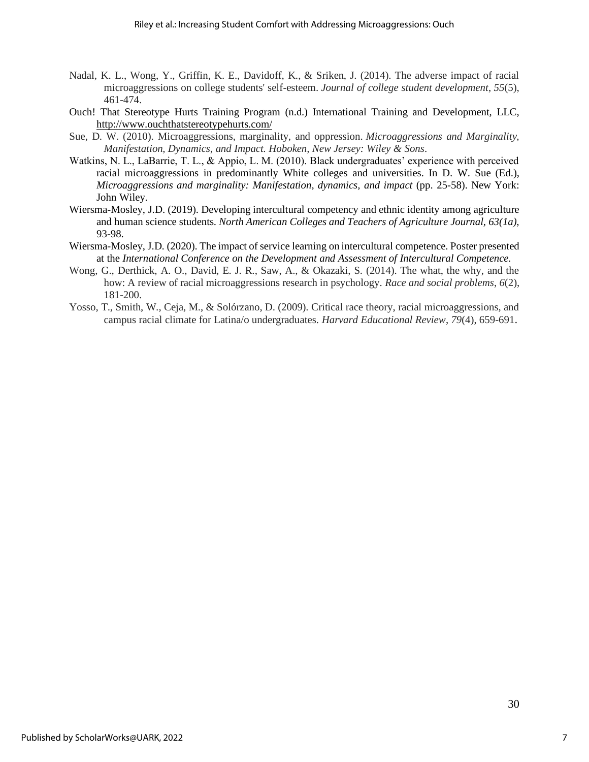Nadal, K. L., Wong, Y., Griffin, K. E., Davidoff, K., & Sriken, J. (2014). The adverse impact of racial microaggressions on college students' self-esteem. *Journal of college student development*, *55*(5), 461-474.

Ouch! That Stereotype Hurts Training Program (n.d.) International Training and Development, LLC, http://www.ouchthatstereotypehurts.com/

Sue, D. W. (2010). Microaggressions, marginality, and oppression. *Microaggressions and Marginality, Manifestation, Dynamics, and Impact. Hoboken, New Jersey: Wiley & Sons*.

Watkins, N. L., LaBarrie, T. L., & Appio, L. M. (2010). Black undergraduates' experience with perceived racial microaggressions in predominantly White colleges and universities. In D. W. Sue (Ed.), *Microaggressions and marginality: Manifestation, dynamics, and impact* (pp. 25-58). New York: John Wiley.

Wiersma-Mosley, J.D. (2019). Developing intercultural competency and ethnic identity among agriculture and human science students. *North American Colleges and Teachers of Agriculture Journal, 63(1a),* 93-98.

Wiersma-Mosley, J.D. (2020). The impact of service learning on intercultural competence. Poster presented at the *International Conference on the Development and Assessment of Intercultural Competence.*

Wong, G., Derthick, A. O., David, E. J. R., Saw, A., & Okazaki, S. (2014). The what, the why, and the how: A review of racial microaggressions research in psychology. *Race and social problems*, *6*(2), 181-200.

Yosso, T., Smith, W., Ceja, M., & Solórzano, D. (2009). Critical race theory, racial microaggressions, and campus racial climate for Latina/o undergraduates. *Harvard Educational Review*, *79*(4), 659-691.